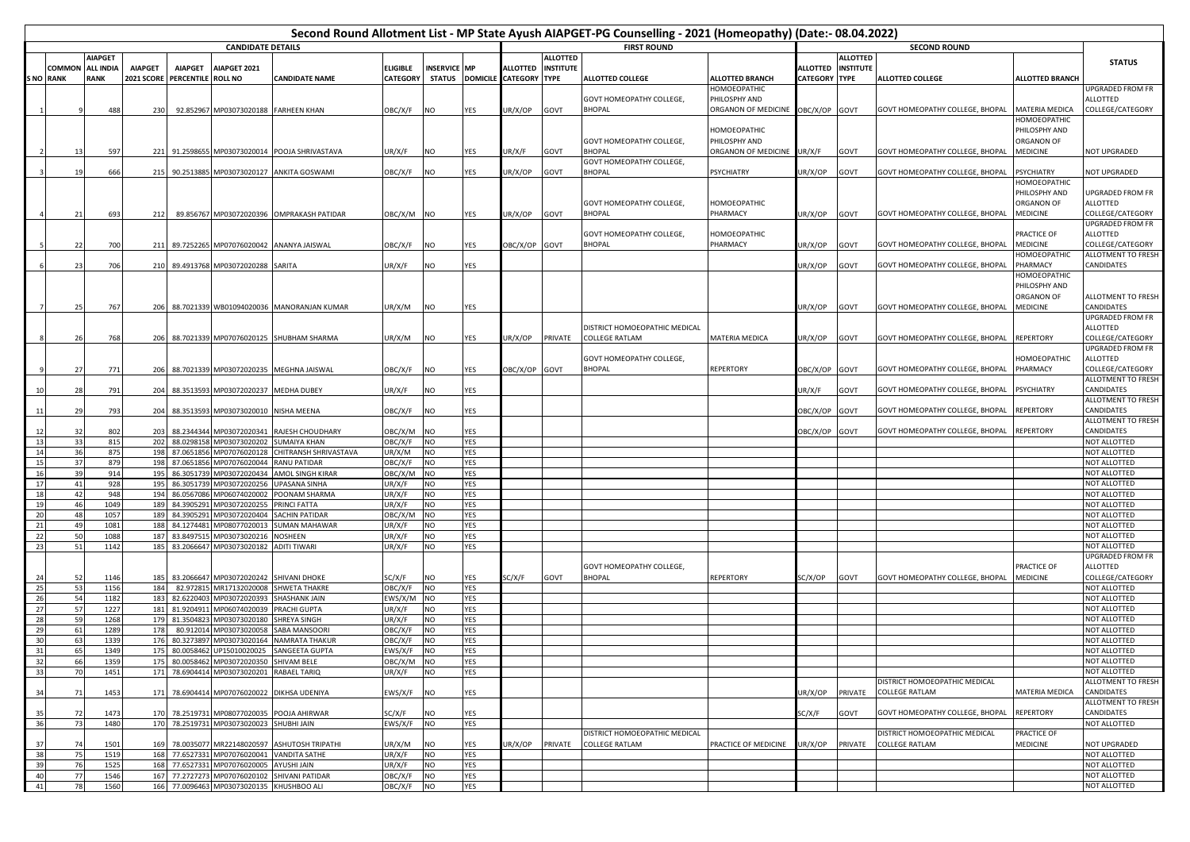# Second Round Allotment List - MP State Ayush AIAPGET-PG Counselling - 2021 (Homeopathy) (Date:- 08.04.2022)

| CANDIDATE DETAILS | | | | | | | | | | | FIRST ROUND | | | | SECOND ROUND | | | | STATUS |
|---|---|---|---|---|---|---|---|---|---|---|---|---|---|---|---|---|---|---|---|
| S NO | COMMON RANK | AIAPGET ALL INDIA RANK | AIAPGET 2021 SCORE | AIAPGET PERCENTILE | AIAPGET 2021 ROLL NO | CANDIDATE NAME | ELIGIBLE CATEGORY | INSERVICE STATUS | MP DOMICILE | ALLOTTED CATEGORY | ALLOTTED INSTITUTE TYPE | ALLOTTED COLLEGE | ALLOTTED BRANCH | ALLOTTED CATEGORY | ALLOTTED INSTITUTE TYPE | ALLOTTED COLLEGE | ALLOTTED BRANCH | |
| 1 | 9 | 488 | 230 | 92.852967 | MP03073020188 | FARHEEN KHAN | OBC/X/F | NO | YES | UR/X/OP | GOVT | GOVT HOMOEOPATHY COLLEGE, BHOPAL | HOMOEOPATHIC PHILOSPHY AND ORGANON OF MEDICINE | OBC/X/OP | GOVT | GOVT HOMOEOPATHY COLLEGE, BHOPAL | MATERIA MEDICA | UPGRADED FROM FR ALLOTTED COLLEGE/CATEGORY |
| 2 | 13 | 597 | 221 | 91.2598655 | MP03073020014 | POOJA SHRIVASTAVA | UR/X/F | NO | YES | UR/X/F | GOVT | GOVT HOMOEOPATHY COLLEGE, BHOPAL | HOMOEOPATHIC PHILOSPHY AND ORGANON OF MEDICINE | UR/X/F | GOVT | GOVT HOMOEOPATHY COLLEGE, BHOPAL | HOMOEOPATHIC PHILOSPHY AND ORGANON OF MEDICINE | NOT UPGRADED |
| 3 | 19 | 666 | 215 | 90.2513885 | MP03073020127 | ANKITA GOSWAMI | OBC/X/F | NO | YES | UR/X/OP | GOVT | GOVT HOMOEOPATHY COLLEGE, BHOPAL | PSYCHIATRY | UR/X/OP | GOVT | GOVT HOMOEOPATHY COLLEGE, BHOPAL | PSYCHIATRY | NOT UPGRADED |
| 4 | 21 | 693 | 212 | 89.856767 | MP03072020396 | OMPRAKASH PATIDAR | OBC/X/M | NO | YES | UR/X/OP | GOVT | GOVT HOMOEOPATHY COLLEGE, BHOPAL | HOMOEOPATHIC PHARMACY | UR/X/OP | GOVT | GOVT HOMOEOPATHY COLLEGE, BHOPAL | HOMOEOPATHIC PHILOSPHY AND ORGANON OF MEDICINE | UPGRADED FROM FR ALLOTTED COLLEGE/CATEGORY |
| 5 | 22 | 700 | 211 | 89.7252265 | MP07076020042 | ANANYA JAISWAL | OBC/X/F | NO | YES | OBC/X/OP | GOVT | GOVT HOMOEOPATHY COLLEGE, BHOPAL | HOMOEOPATHIC PHARMACY | UR/X/OP | GOVT | GOVT HOMOEOPATHY COLLEGE, BHOPAL | PRACTICE OF MEDICINE | UPGRADED FROM FR ALLOTTED COLLEGE/CATEGORY |
| 6 | 23 | 706 | 210 | 89.4913768 | MP03072020288 | SARITA | UR/X/F | NO | YES | | | | | UR/X/OP | GOVT | GOVT HOMOEOPATHY COLLEGE, BHOPAL | HOMOEOPATHIC PHARMACY | ALLOTMENT TO FRESH CANDIDATES |
| 7 | 25 | 767 | 206 | 88.7021339 | WB01094020036 | MANORANJAN KUMAR | UR/X/M | NO | YES | | | | | UR/X/OP | GOVT | GOVT HOMOEOPATHY COLLEGE, BHOPAL | HOMOEOPATHIC PHILOSPHY AND ORGANON OF MEDICINE | ALLOTMENT TO FRESH CANDIDATES |
| 8 | 26 | 768 | 206 | 88.7021339 | MP07076020125 | SHUBHAM SHARMA | UR/X/M | NO | YES | UR/X/OP | PRIVATE | DISTRICT HOMOEOPATHIC MEDICAL COLLEGE RATLAM | MATERIA MEDICA | UR/X/OP | GOVT | GOVT HOMOEOPATHY COLLEGE, BHOPAL | REPERTORY | UPGRADED FROM FR ALLOTTED COLLEGE/CATEGORY |
| 9 | 27 | 771 | 206 | 88.7021339 | MP03072020235 | MEGHNA JAISWAL | OBC/X/F | NO | YES | OBC/X/OP | GOVT | GOVT HOMOEOPATHY COLLEGE, BHOPAL | REPERTORY | OBC/X/OP | GOVT | GOVT HOMOEOPATHY COLLEGE, BHOPAL | HOMOEOPATHIC PHARMACY | UPGRADED FROM FR ALLOTTED COLLEGE/CATEGORY |
| 10 | 28 | 791 | 204 | 88.3513593 | MP03072020237 | MEDHA DUBEY | UR/X/F | NO | YES | | | | | UR/X/F | GOVT | GOVT HOMOEOPATHY COLLEGE, BHOPAL | PSYCHIATRY | ALLOTMENT TO FRESH CANDIDATES |
| 11 | 29 | 793 | 204 | 88.3513593 | MP03073020010 | NISHA MEENA | OBC/X/F | NO | YES | | | | | OBC/X/OP | GOVT | GOVT HOMOEOPATHY COLLEGE, BHOPAL | REPERTORY | ALLOTMENT TO FRESH CANDIDATES |
| 12 | 32 | 802 | 203 | 88.2344344 | MP03072020341 | RAJESH CHOUDHARY | OBC/X/M | NO | YES | | | | | OBC/X/OP | GOVT | GOVT HOMOEOPATHY COLLEGE, BHOPAL | REPERTORY | ALLOTMENT TO FRESH CANDIDATES |
| 13 | 33 | 815 | 202 | 88.0298158 | MP03073020202 | SUMAIYA KHAN | OBC/X/F | NO | YES | | | | | | | | | NOT ALLOTTED |
| 14 | 36 | 875 | 198 | 87.0651856 | MP07076020128 | CHITRANSH SHRIVASTAVA | UR/X/M | NO | YES | | | | | | | | | NOT ALLOTTED |
| 15 | 37 | 879 | 198 | 87.0651856 | MP07076020044 | RANU PATIDAR | OBC/X/F | NO | YES | | | | | | | | | NOT ALLOTTED |
| 16 | 39 | 914 | 195 | 86.3051739 | MP03072020434 | AMOL SINGH KIRAR | OBC/X/M | NO | YES | | | | | | | | | NOT ALLOTTED |
| 17 | 41 | 928 | 195 | 86.3051739 | MP03072020256 | UPASANA SINHA | UR/X/F | NO | YES | | | | | | | | | NOT ALLOTTED |
| 18 | 42 | 948 | 194 | 86.0567086 | MP06074020002 | POONAM SHARMA | UR/X/F | NO | YES | | | | | | | | | NOT ALLOTTED |
| 19 | 46 | 1049 | 189 | 84.3905291 | MP03072020255 | PRINCI FATTA | UR/X/F | NO | YES | | | | | | | | | NOT ALLOTTED |
| 20 | 48 | 1057 | 189 | 84.3905291 | MP03072020404 | SACHIN PATIDAR | OBC/X/M | NO | YES | | | | | | | | | NOT ALLOTTED |
| 21 | 49 | 1081 | 188 | 84.1274481 | MP08077020013 | SUMAN MAHAWAR | UR/X/F | NO | YES | | | | | | | | | NOT ALLOTTED |
| 22 | 50 | 1088 | 187 | 83.8497515 | MP03073020216 | NOSHEEN | UR/X/F | NO | YES | | | | | | | | | NOT ALLOTTED |
| 23 | 51 | 1142 | 185 | 83.2066647 | MP03073020182 | ADITI TIWARI | UR/X/F | NO | YES | | | | | | | | | NOT ALLOTTED |
| 24 | 52 | 1146 | 185 | 83.2066647 | MP03072020242 | SHIVANI DHOKE | SC/X/F | NO | YES | SC/X/F | GOVT | GOVT HOMOEOPATHY COLLEGE, BHOPAL | REPERTORY | SC/X/OP | GOVT | GOVT HOMOEOPATHY COLLEGE, BHOPAL | PRACTICE OF MEDICINE | UPGRADED FROM FR ALLOTTED COLLEGE/CATEGORY |
| 25 | 53 | 1156 | 184 | 82.972815 | MR17132020008 | SHWETA THAKRE | OBC/X/F | NO | YES | | | | | | | | | NOT ALLOTTED |
| 26 | 54 | 1182 | 183 | 82.6220403 | MP03072020393 | SHASHANK JAIN | EWS/X/M | NO | YES | | | | | | | | | NOT ALLOTTED |
| 27 | 57 | 1227 | 181 | 81.9204911 | MP06074020039 | PRACHI GUPTA | UR/X/F | NO | YES | | | | | | | | | NOT ALLOTTED |
| 28 | 59 | 1268 | 179 | 81.3504823 | MP03073020180 | SHREYA SINGH | UR/X/F | NO | YES | | | | | | | | | NOT ALLOTTED |
| 29 | 61 | 1289 | 178 | 80.912014 | MP03073020058 | SABA MANSOORI | OBC/X/F | NO | YES | | | | | | | | | NOT ALLOTTED |
| 30 | 63 | 1339 | 176 | 80.3273897 | MP03073020164 | NAMRATA THAKUR | OBC/X/F | NO | YES | | | | | | | | | NOT ALLOTTED |
| 31 | 65 | 1349 | 175 | 80.0058462 | UP15010020025 | SANGEETA GUPTA | EWS/X/F | NO | YES | | | | | | | | | NOT ALLOTTED |
| 32 | 66 | 1359 | 175 | 80.0058462 | MP03072020350 | SHIVAM BELE | OBC/X/M | NO | YES | | | | | | | | | NOT ALLOTTED |
| 33 | 70 | 1451 | 171 | 78.6904414 | MP03073020201 | RABAEL TARIQ | UR/X/F | NO | YES | | | | | | | | | NOT ALLOTTED |
| 34 | 71 | 1453 | 171 | 78.6904414 | MP07076020022 | DIKHSA UDENIYA | EWS/X/F | NO | YES | | | | | UR/X/OP | PRIVATE | DISTRICT HOMOEOPATHIC MEDICAL COLLEGE RATLAM | MATERIA MEDICA | ALLOTMENT TO FRESH CANDIDATES |
| 35 | 72 | 1473 | 170 | 78.2519731 | MP08077020035 | POOJA AHIRWAR | SC/X/F | NO | YES | | | | | SC/X/F | GOVT | GOVT HOMOEOPATHY COLLEGE, BHOPAL | REPERTORY | ALLOTMENT TO FRESH CANDIDATES |
| 36 | 73 | 1480 | 170 | 78.2519731 | MP03073020023 | SHUBHI JAIN | EWS/X/F | NO | YES | | | | | | | | | NOT ALLOTTED |
| 37 | 74 | 1501 | 169 | 78.0035077 | MR22148020597 | ASHUTOSH TRIPATHI | UR/X/M | NO | YES | UR/X/OP | PRIVATE | DISTRICT HOMOEOPATHIC MEDICAL COLLEGE RATLAM | PRACTICE OF MEDICINE | UR/X/OP | PRIVATE | DISTRICT HOMOEOPATHIC MEDICAL COLLEGE RATLAM | PRACTICE OF MEDICINE | NOT UPGRADED |
| 38 | 75 | 1519 | 168 | 77.6527331 | MP07076020041 | VANDITA SATHE | UR/X/F | NO | YES | | | | | | | | | NOT ALLOTTED |
| 39 | 76 | 1525 | 168 | 77.6527331 | MP07076020005 | AYUSHI JAIN | UR/X/F | NO | YES | | | | | | | | | NOT ALLOTTED |
| 40 | 77 | 1546 | 167 | 77.2727273 | MP07076020102 | SHIVANI PATIDAR | OBC/X/F | NO | YES | | | | | | | | | NOT ALLOTTED |
| 41 | 78 | 1560 | 166 | 77.0096463 | MP03073020135 | KHUSHBOO ALI | OBC/X/F | NO | YES | | | | | | | | | NOT ALLOTTED |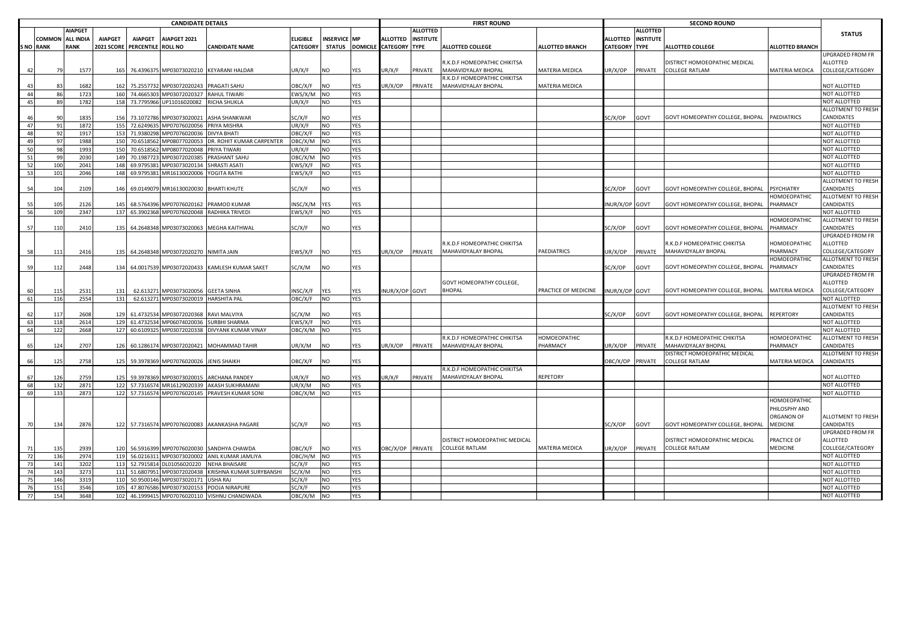| CANDIDATE DETAILS | | | | | | | | | | | FIRST ROUND | | | | SECOND ROUND | | | | | STATUS |
|---|---|---|---|---|---|---|---|---|---|---|---|---|---|---|---|---|---|---|---|---|
| S NO | COMMON RANK | AIAPGET ALL INDIA RANK | AIAPGET 2021 SCORE | AIAPGET PERCENTILE | AIAPGET 2021 ROLL NO | CANDIDATE NAME | ELIGIBLE CATEGORY | INSERVICE STATUS | MP DOMICILE | ALLOTTED CATEGORY | ALLOTTED INSTITUTE TYPE | ALLOTTED COLLEGE | ALLOTTED BRANCH | ALLOTTED CATEGORY | ALLOTTED INSTITUTE TYPE | ALLOTTED COLLEGE | ALLOTTED BRANCH | | | |
| 42 | 79 | 1577 | 165 | 76.4396375 | MP03073020210 | KEYARANI HALDAR | UR/X/F | NO | YES | UR/X/F | PRIVATE | R.K.D.F HOMEOPATHIC CHIKITSA MAHAVIDYALAY BHOPAL | MATERIA MEDICA | UR/X/OP | PRIVATE | DISTRICT HOMOEOPATHIC MEDICAL COLLEGE RATLAM | MATERIA MEDICA | | | UPGRADED FROM FR ALLOTTED COLLEGE/CATEGORY |
| 43 | 83 | 1682 | 162 | 75.2557732 | MP03072020243 | PRAGATI SAHU | OBC/X/F | NO | YES | UR/X/OP | PRIVATE | R.K.D.F HOMEOPATHIC CHIKITSA MAHAVIDYALAY BHOPAL | MATERIA MEDICA | | | | | | | NOT ALLOTTED |
| 44 | 86 | 1723 | 160 | 74.4665303 | MP03072020327 | RAHUL TIWARI | EWS/X/M | NO | YES | | | | | | | | | | | NOT ALLOTTED |
| 45 | 89 | 1782 | 158 | 73.7795966 | UP11016020082 | RICHA SHUKLA | UR/X/F | NO | YES | | | | | | | | | | | NOT ALLOTTED |
| 46 | 90 | 1835 | 156 | 73.1072786 | MP03073020021 | ASHA SHANKWAR | SC/X/F | NO | YES | | | | | SC/X/OP | GOVT | GOVT HOMEOPATHY COLLEGE, BHOPAL | PAEDIATRICS | | | ALLOTMENT TO FRESH CANDIDATES |
| 47 | 91 | 1872 | 155 | 72.6249635 | MP07076020056 | PRIYA MISHRA | UR/X/F | NO | YES | | | | | | | | | | | NOT ALLOTTED |
| 48 | 92 | 1917 | 153 | 71.9380298 | MP07076020036 | DIVYA BHATI | OBC/X/F | NO | YES | | | | | | | | | | | NOT ALLOTTED |
| 49 | 97 | 1988 | 150 | 70.6518562 | MP08077020053 | DR. ROHIT KUMAR CARPENTER | OBC/X/M | NO | YES | | | | | | | | | | | NOT ALLOTTED |
| 50 | 98 | 1993 | 150 | 70.6518562 | MP08077020048 | PRIYA TIWARI | UR/X/F | NO | YES | | | | | | | | | | | NOT ALLOTTED |
| 51 | 99 | 2030 | 149 | 70.1987723 | MP03072020385 | PRASHANT SAHU | OBC/X/M | NO | YES | | | | | | | | | | | NOT ALLOTTED |
| 52 | 100 | 2041 | 148 | 69.9795381 | MP03073020134 | SHRASTI ASATI | EWS/X/F | NO | YES | | | | | | | | | | | NOT ALLOTTED |
| 53 | 101 | 2046 | 148 | 69.9795381 | MR16130020006 | YOGITA RATHI | EWS/X/F | NO | YES | | | | | | | | | | | NOT ALLOTTED |
| 54 | 104 | 2109 | 146 | 69.0149079 | MR16130020030 | BHARTI KHUTE | SC/X/F | NO | YES | | | | | SC/X/OP | GOVT | GOVT HOMEOPATHY COLLEGE, BHOPAL | PSYCHIATRY | | | ALLOTMENT TO FRESH CANDIDATES |
| 55 | 105 | 2126 | 145 | 68.5764396 | MP07076020162 | PRAMOD KUMAR | INSC/X/M | YES | YES | | | | | INUR/X/OP | GOVT | GOVT HOMEOPATHY COLLEGE, BHOPAL | HOMOEOPATHIC PHARMACY | | | ALLOTMENT TO FRESH CANDIDATES |
| 56 | 109 | 2347 | 137 | 65.3902368 | MP07076020048 | RADHIKA TRIVEDI | EWS/X/F | NO | YES | | | | | | | | | | | NOT ALLOTTED |
| 57 | 110 | 2410 | 135 | 64.2648348 | MP03073020063 | MEGHA KAITHWAL | SC/X/F | NO | YES | | | | | SC/X/OP | GOVT | GOVT HOMEOPATHY COLLEGE, BHOPAL | HOMOEOPATHIC PHARMACY | | | ALLOTMENT TO FRESH CANDIDATES |
| 58 | 111 | 2416 | 135 | 64.2648348 | MP03072020270 | NIMITA JAIN | EWS/X/F | NO | YES | UR/X/OP | PRIVATE | R.K.D.F HOMEOPATHIC CHIKITSA MAHAVIDYALAY BHOPAL | PAEDIATRICS | UR/X/OP | PRIVATE | R.K.D.F HOMEOPATHIC CHIKITSA MAHAVIDYALAY BHOPAL | HOMOEOPATHIC PHARMACY | | | UPGRADED FROM FR ALLOTTED COLLEGE/CATEGORY |
| 59 | 112 | 2448 | 134 | 64.0017539 | MP03072020433 | KAMLESH KUMAR SAKET | SC/X/M | NO | YES | | | | | SC/X/OP | GOVT | GOVT HOMEOPATHY COLLEGE, BHOPAL | HOMOEOPATHIC PHARMACY | | | ALLOTMENT TO FRESH CANDIDATES |
| 60 | 115 | 2531 | 131 | 62.613271 | MP03073020056 | GEETA SINHA | INSC/X/F | YES | YES | INUR/X/OP | GOVT | GOVT HOMEOPATHY COLLEGE, BHOPAL | PRACTICE OF MEDICINE | INUR/X/OP | GOVT | GOVT HOMEOPATHY COLLEGE, BHOPAL | MATERIA MEDICA | | | UPGRADED FROM FR ALLOTTED COLLEGE/CATEGORY |
| 61 | 116 | 2554 | 131 | 62.613271 | MP03073020019 | HARSHITA PAL | OBC/X/F | NO | YES | | | | | | | | | | | NOT ALLOTTED |
| 62 | 117 | 2608 | 129 | 61.4732534 | MP03072020368 | RAVI MALVIYA | SC/X/M | NO | YES | | | | | SC/X/OP | GOVT | GOVT HOMEOPATHY COLLEGE, BHOPAL | REPERTORY | | | ALLOTMENT TO FRESH CANDIDATES |
| 63 | 118 | 2614 | 129 | 61.4732534 | MP06074020036 | SURBHI SHARMA | EWS/X/F | NO | YES | | | | | | | | | | | NOT ALLOTTED |
| 64 | 122 | 2668 | 127 | 60.6109325 | MP03072020338 | DIVYANK KUMAR VINAY | OBC/X/M | NO | YES | | | | | | | | | | | NOT ALLOTTED |
| 65 | 124 | 2707 | 126 | 60.1286174 | MP03072020421 | MOHAMMAD TAHIR | UR/X/M | NO | YES | UR/X/OP | PRIVATE | R.K.D.F HOMEOPATHIC CHIKITSA MAHAVIDYALAY BHOPAL | HOMOEOPATHIC PHARMACY | UR/X/OP | PRIVATE | R.K.D.F HOMEOPATHIC CHIKITSA MAHAVIDYALAY BHOPAL | HOMOEOPATHIC PHARMACY | | | ALLOTMENT TO FRESH CANDIDATES |
| 66 | 125 | 2758 | 125 | 59.3978369 | MP07076020026 | JENIS SHAIKH | OBC/X/F | NO | YES | | | | | OBC/X/OP | PRIVATE | DISTRICT HOMOEOPATHIC MEDICAL COLLEGE RATLAM | MATERIA MEDICA | | | ALLOTMENT TO FRESH CANDIDATES |
| 67 | 126 | 2759 | 125 | 59.3978369 | MP03073020015 | ARCHANA PANDEY | UR/X/F | NO | YES | UR/X/F | PRIVATE | R.K.D.F HOMEOPATHIC CHIKITSA MAHAVIDYALAY BHOPAL | REPETORY | | | | | | | NOT ALLOTTED |
| 68 | 132 | 2871 | 122 | 57.7316574 | MR16129020339 | AKASH SUKHRAMANI | UR/X/M | NO | YES | | | | | | | | | | | NOT ALLOTTED |
| 69 | 133 | 2873 | 122 | 57.7316574 | MP07076020145 | PRAVESH KUMAR SONI | OBC/X/M | NO | YES | | | | | | | | | | | NOT ALLOTTED |
| 70 | 134 | 2876 | 122 | 57.7316574 | MP07076020083 | AKANKASHA PAGARE | SC/X/F | NO | YES | | | | | SC/X/OP | GOVT | GOVT HOMEOPATHY COLLEGE, BHOPAL | HOMOEOPATHIC PHILOSPHY AND ORGANON OF MEDICINE | | | ALLOTMENT TO FRESH CANDIDATES |
| 71 | 135 | 2939 | 120 | 56.5916399 | MP07076020030 | SANDHYA CHAWDA | OBC/X/F | NO | YES | OBC/X/OP | PRIVATE | DISTRICT HOMOEOPATHIC MEDICAL COLLEGE RATLAM | MATERIA MEDICA | UR/X/OP | PRIVATE | DISTRICT HOMOEOPATHIC MEDICAL COLLEGE RATLAM | PRACTICE OF MEDICINE | | | UPGRADED FROM FR ALLOTTED COLLEGE/CATEGORY |
| 72 | 136 | 2974 | 119 | 56.0216311 | MP03073020002 | ANIL KUMAR JAMLIYA | OBC/H/M | NO | YES | | | | | | | | | | | NOT ALLOTTED |
| 73 | 141 | 3202 | 113 | 52.7915814 | DL01056020220 | NEHA BHAISARE | SC/X/F | NO | YES | | | | | | | | | | | NOT ALLOTTED |
| 74 | 143 | 3273 | 111 | 51.6807951 | MP03072020438 | KRISHNA KUMAR SURYBANSHI | SC/X/M | NO | YES | | | | | | | | | | | NOT ALLOTTED |
| 75 | 146 | 3319 | 110 | 50.9500146 | MP03073020171 | USHA RAJ | SC/X/F | NO | YES | | | | | | | | | | | NOT ALLOTTED |
| 76 | 151 | 3546 | 105 | 47.8076586 | MP03073020153 | POOJA NIRAPURE | SC/X/F | NO | YES | | | | | | | | | | | NOT ALLOTTED |
| 77 | 154 | 3648 | 102 | 46.1999415 | MP07076020110 | VISHNU CHANDWADA | OBC/X/M | NO | YES | | | | | | | | | | | NOT ALLOTTED |